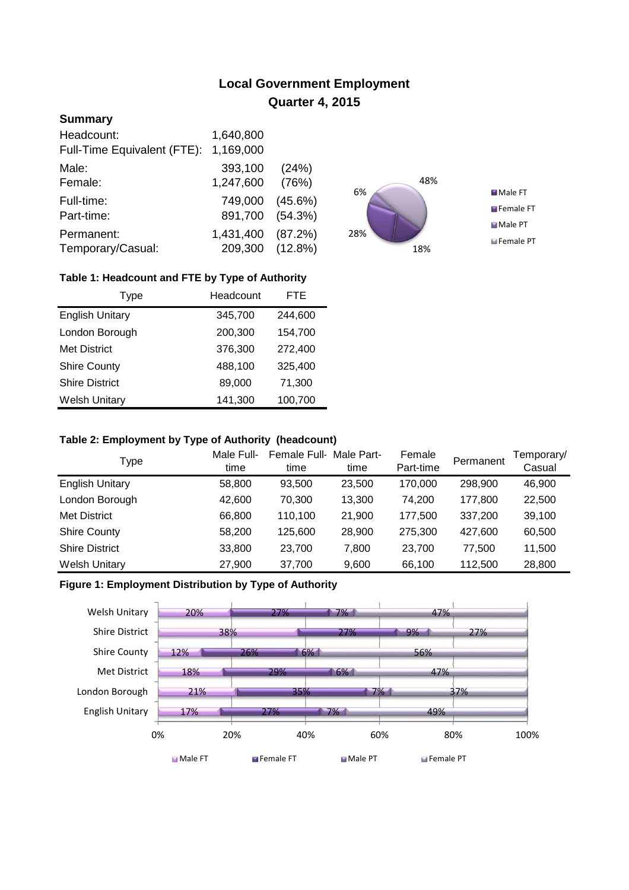# Local Government Employment
## Quarter 4, 2015

### Summary

| | | |
|---|---|---|
| Headcount: | 1,640,800 | |
| Full-Time Equivalent (FTE): | 1,169,000 | |
| Male: | 393,100 | (24%) |
| Female: | 1,247,600 | (76%) |
| Full-time: | 749,000 | (45.6%) |
| Part-time: | 891,700 | (54.3%) |
| Permanent: | 1,431,400 | (87.2%) |
| Temporary/Casual: | 209,300 | (12.8%) |

Male FT: 18% · Female FT: 28% · Male PT: 6% · Female PT: 48%

**Table 1: Headcount and FTE by Type of Authority**

| Type | Headcount | FTE |
|---|---|---|
| English Unitary | 345,700 | 244,600 |
| London Borough | 200,300 | 154,700 |
| Met District | 376,300 | 272,400 |
| Shire County | 488,100 | 325,400 |
| Shire District | 89,000 | 71,300 |
| Welsh Unitary | 141,300 | 100,700 |

**Table 2: Employment by Type of Authority (headcount)**

| Type | Male Full-time | Female Full-time | Male Part-time | Female Part-time | Permanent | Temporary/ Casual |
|---|---|---|---|---|---|---|
| English Unitary | 58,800 | 93,500 | 23,500 | 170,000 | 298,900 | 46,900 |
| London Borough | 42,600 | 70,300 | 13,300 | 74,200 | 177,800 | 22,500 |
| Met District | 66,800 | 110,100 | 21,900 | 177,500 | 337,200 | 39,100 |
| Shire County | 58,200 | 125,600 | 28,900 | 275,300 | 427,600 | 60,500 |
| Shire District | 33,800 | 23,700 | 7,800 | 23,700 | 77,500 | 11,500 |
| Welsh Unitary | 27,900 | 37,700 | 9,600 | 66,100 | 112,500 | 28,800 |

**Figure 1: Employment Distribution by Type of Authority**

| Type | Male FT | Female FT | Male PT | Female PT |
|---|---|---|---|---|
| Welsh Unitary | 20% | 27% | 7% | 47% |
| Shire District | 38% | 27% | 9% | 27% |
| Shire County | 12% | 26% | 6% | 56% |
| Met District | 18% | 29% | 6% | 47% |
| London Borough | 21% | 35% | 7% | 37% |
| English Unitary | 17% | 27% | 7% | 49% |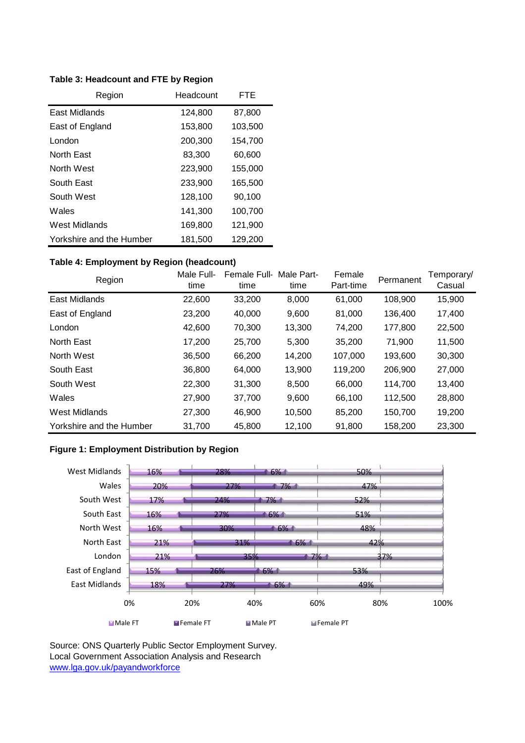**Table 3: Headcount and FTE by Region**

| Region | Headcount | FTE |
|---|---|---|
| East Midlands | 124,800 | 87,800 |
| East of England | 153,800 | 103,500 |
| London | 200,300 | 154,700 |
| North East | 83,300 | 60,600 |
| North West | 223,900 | 155,000 |
| South East | 233,900 | 165,500 |
| South West | 128,100 | 90,100 |
| Wales | 141,300 | 100,700 |
| West Midlands | 169,800 | 121,900 |
| Yorkshire and the Humber | 181,500 | 129,200 |

**Table 4: Employment by Region (headcount)**

| Region | Male Full-time | Female Full-time | Male Part-time | Female Part-time | Permanent | Temporary/ Casual |
|---|---|---|---|---|---|---|
| East Midlands | 22,600 | 33,200 | 8,000 | 61,000 | 108,900 | 15,900 |
| East of England | 23,200 | 40,000 | 9,600 | 81,000 | 136,400 | 17,400 |
| London | 42,600 | 70,300 | 13,300 | 74,200 | 177,800 | 22,500 |
| North East | 17,200 | 25,700 | 5,300 | 35,200 | 71,900 | 11,500 |
| North West | 36,500 | 66,200 | 14,200 | 107,000 | 193,600 | 30,300 |
| South East | 36,800 | 64,000 | 13,900 | 119,200 | 206,900 | 27,000 |
| South West | 22,300 | 31,300 | 8,500 | 66,000 | 114,700 | 13,400 |
| Wales | 27,900 | 37,700 | 9,600 | 66,100 | 112,500 | 28,800 |
| West Midlands | 27,300 | 46,900 | 10,500 | 85,200 | 150,700 | 19,200 |
| Yorkshire and the Humber | 31,700 | 45,800 | 12,100 | 91,800 | 158,200 | 23,300 |

**Figure 1: Employment Distribution by Region**

West Midlands: 16% 28% 6% 50%
Wales: 20% 27% 7% 47%
South West: 17% 24% 7% 52%
South East: 16% 27% 6% 51%
North West: 16% 30% 6% 48%
North East: 21% 31% 6% 42%
London: 21% 35% 7% 37%
East of England: 15% 26% 6% 53%
East Midlands: 18% 27% 6% 49%

0% 20% 40% 60% 80% 100%

Male FT, Female FT, Male PT, Female PT

Source: ONS Quarterly Public Sector Employment Survey.
Local Government Association Analysis and Research
www.lga.gov.uk/payandworkforce